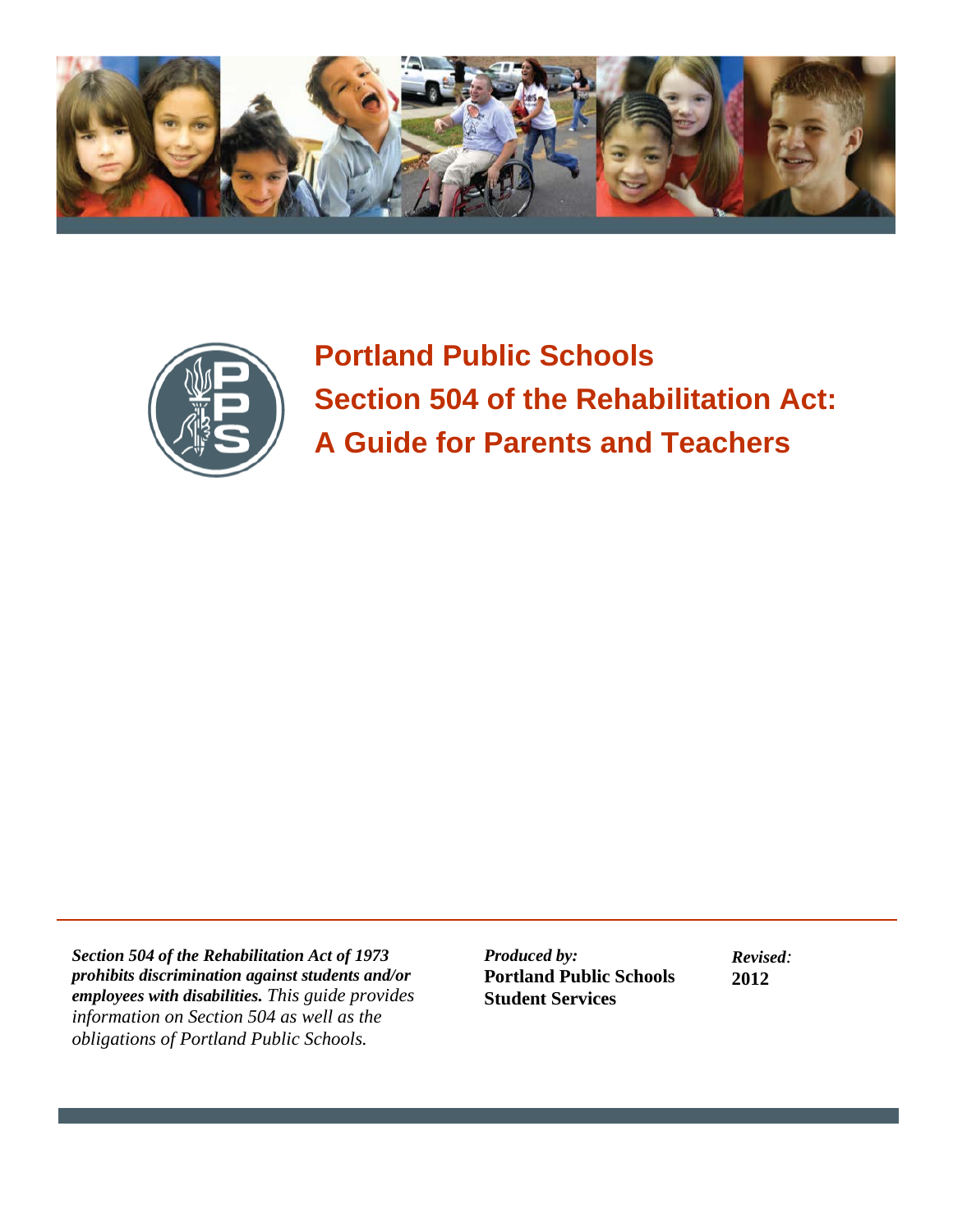# Portland Public Schools
# Section 504 of the Rehabilitation Act: A Guide for Parents and Teachers

***Section 504 of the Rehabilitation Act of 1973 prohibits discrimination against students and/or employees with disabilities.*** *This guide provides information on Section 504 as well as the obligations of Portland Public Schools.*

*Produced by:*
**Portland Public Schools Student Services**

*Revised:*
**2012**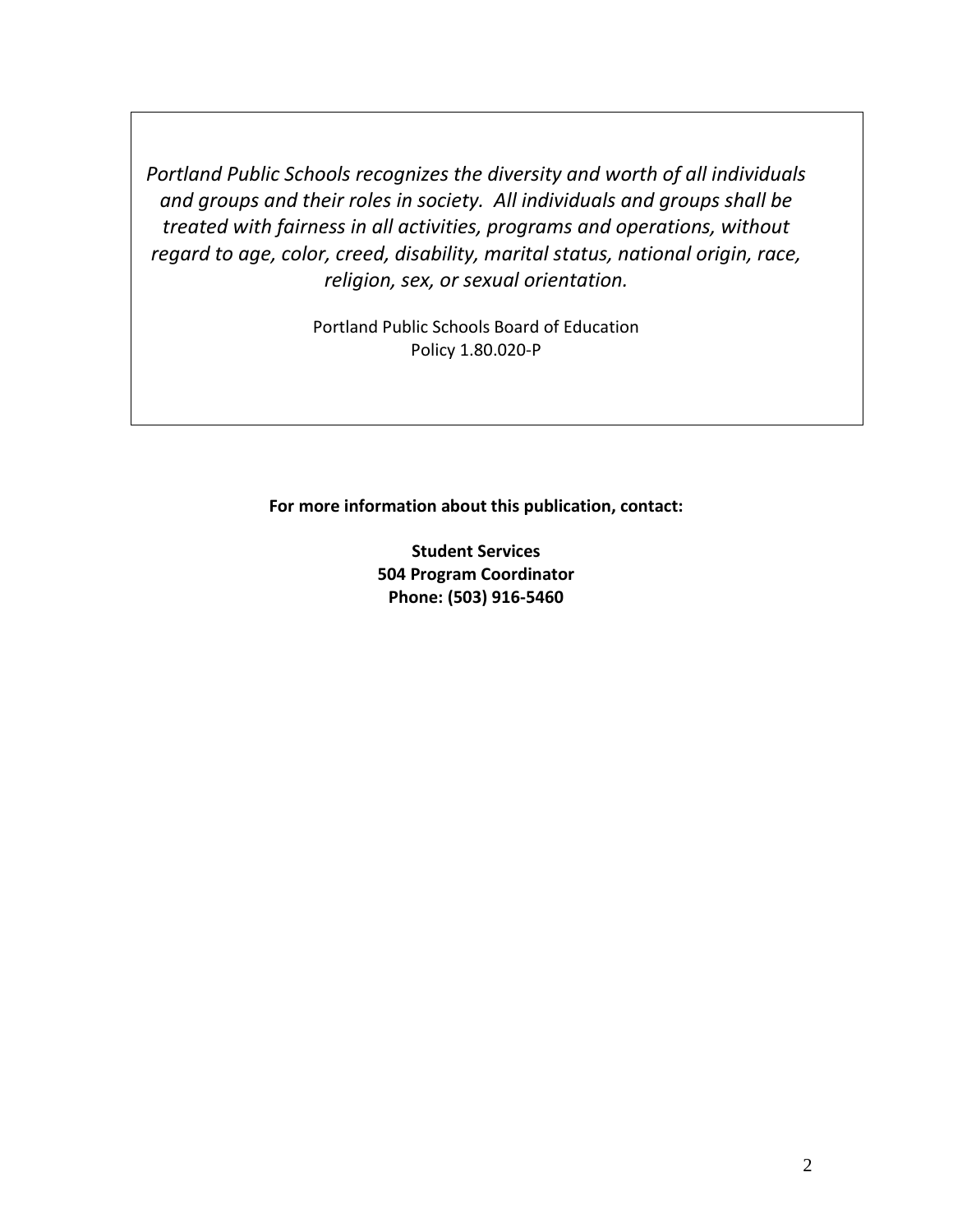*Portland Public Schools recognizes the diversity and worth of all individuals and groups and their roles in society. All individuals and groups shall be treated with fairness in all activities, programs and operations, without regard to age, color, creed, disability, marital status, national origin, race, religion, sex, or sexual orientation.*

Portland Public Schools Board of Education
Policy 1.80.020-P

**For more information about this publication, contact:**

**Student Services**
**504 Program Coordinator**
**Phone: (503) 916-5460**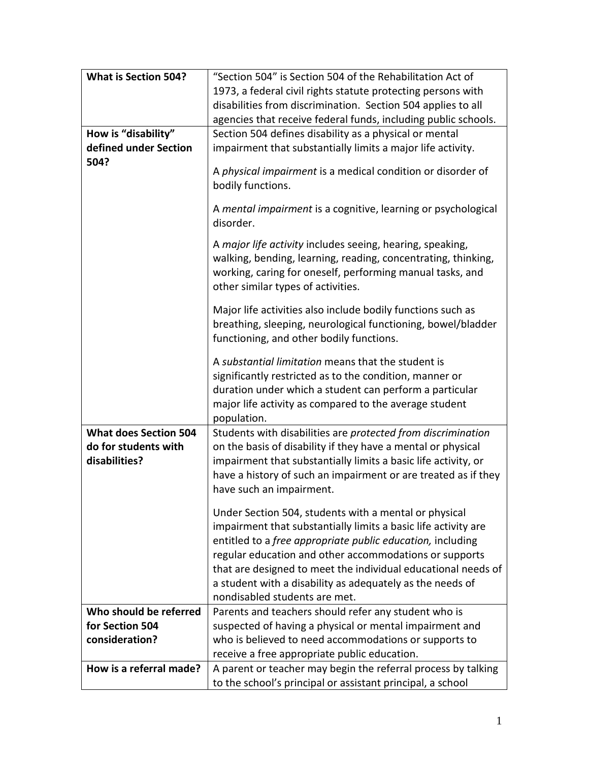| **What is Section 504?** | "Section 504" is Section 504 of the Rehabilitation Act of 1973, a federal civil rights statute protecting persons with disabilities from discrimination. Section 504 applies to all agencies that receive federal funds, including public schools. |
|---|---|
| **How is "disability" defined under Section 504?** | Section 504 defines disability as a physical or mental impairment that substantially limits a major life activity.<br><br>A *physical impairment* is a medical condition or disorder of bodily functions.<br><br>A *mental impairment* is a cognitive, learning or psychological disorder.<br><br>A *major life activity* includes seeing, hearing, speaking, walking, bending, learning, reading, concentrating, thinking, working, caring for oneself, performing manual tasks, and other similar types of activities.<br><br>Major life activities also include bodily functions such as breathing, sleeping, neurological functioning, bowel/bladder functioning, and other bodily functions.<br><br>A *substantial limitation* means that the student is significantly restricted as to the condition, manner or duration under which a student can perform a particular major life activity as compared to the average student population. |
| **What does Section 504 do for students with disabilities?** | Students with disabilities are *protected from discrimination* on the basis of disability if they have a mental or physical impairment that substantially limits a basic life activity, or have a history of such an impairment or are treated as if they have such an impairment.<br><br>Under Section 504, students with a mental or physical impairment that substantially limits a basic life activity are entitled to a *free appropriate public education,* including regular education and other accommodations or supports that are designed to meet the individual educational needs of a student with a disability as adequately as the needs of nondisabled students are met. |
| **Who should be referred for Section 504 consideration?** | Parents and teachers should refer any student who is suspected of having a physical or mental impairment and who is believed to need accommodations or supports to receive a free appropriate public education. |
| **How is a referral made?** | A parent or teacher may begin the referral process by talking to the school's principal or assistant principal, a school |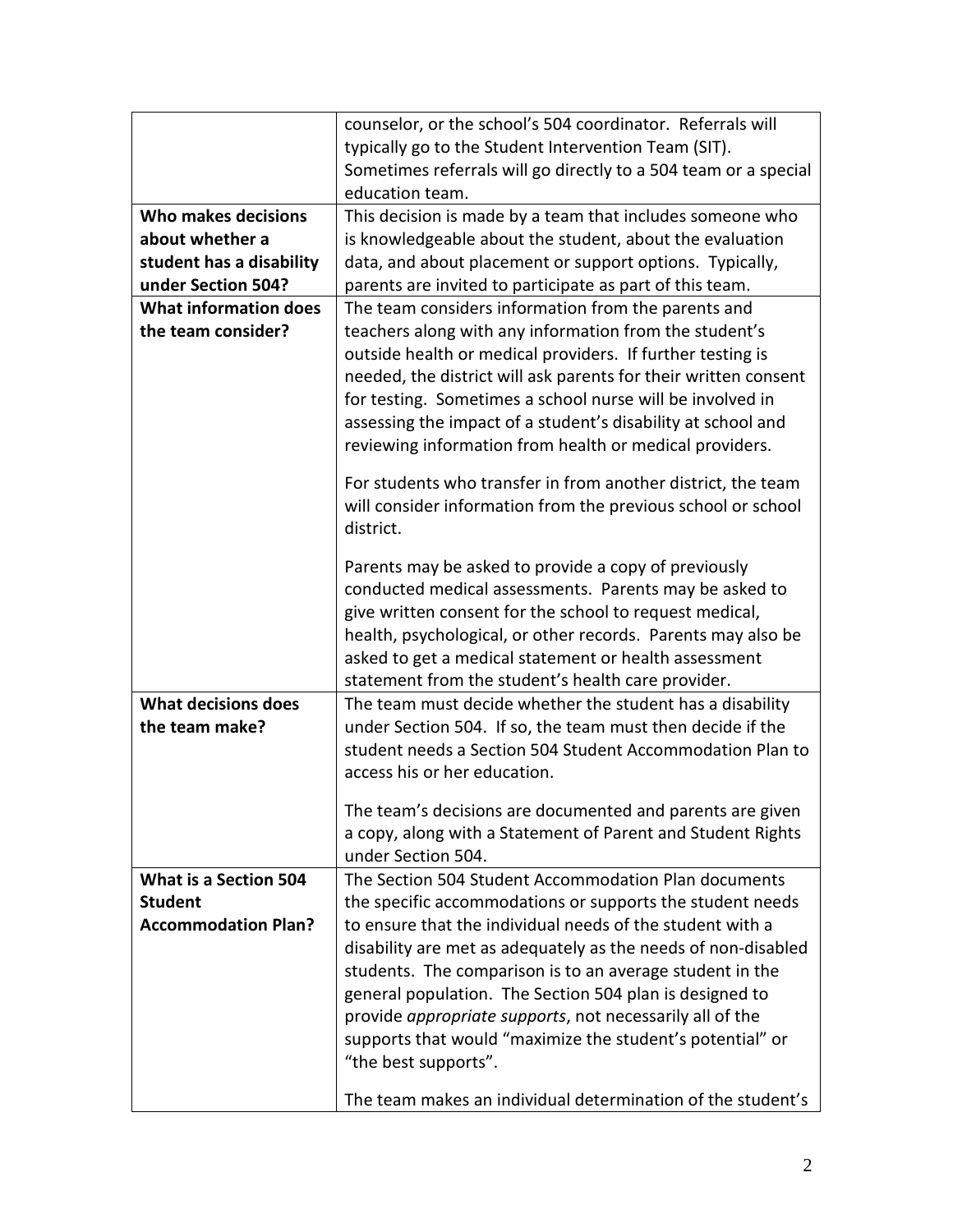| | |
|---|---|
| | counselor, or the school's 504 coordinator. Referrals will typically go to the Student Intervention Team (SIT). Sometimes referrals will go directly to a 504 team or a special education team. |
| **Who makes decisions about whether a student has a disability under Section 504?** | This decision is made by a team that includes someone who is knowledgeable about the student, about the evaluation data, and about placement or support options. Typically, parents are invited to participate as part of this team. |
| **What information does the team consider?** | The team considers information from the parents and teachers along with any information from the student's outside health or medical providers. If further testing is needed, the district will ask parents for their written consent for testing. Sometimes a school nurse will be involved in assessing the impact of a student's disability at school and reviewing information from health or medical providers.<br><br>For students who transfer in from another district, the team will consider information from the previous school or school district.<br><br>Parents may be asked to provide a copy of previously conducted medical assessments. Parents may be asked to give written consent for the school to request medical, health, psychological, or other records. Parents may also be asked to get a medical statement or health assessment statement from the student's health care provider. |
| **What decisions does the team make?** | The team must decide whether the student has a disability under Section 504. If so, the team must then decide if the student needs a Section 504 Student Accommodation Plan to access his or her education.<br><br>The team's decisions are documented and parents are given a copy, along with a Statement of Parent and Student Rights under Section 504. |
| **What is a Section 504 Student Accommodation Plan?** | The Section 504 Student Accommodation Plan documents the specific accommodations or supports the student needs to ensure that the individual needs of the student with a disability are met as adequately as the needs of non-disabled students. The comparison is to an average student in the general population. The Section 504 plan is designed to provide *appropriate supports*, not necessarily all of the supports that would "maximize the student's potential" or "the best supports".<br><br>The team makes an individual determination of the student's |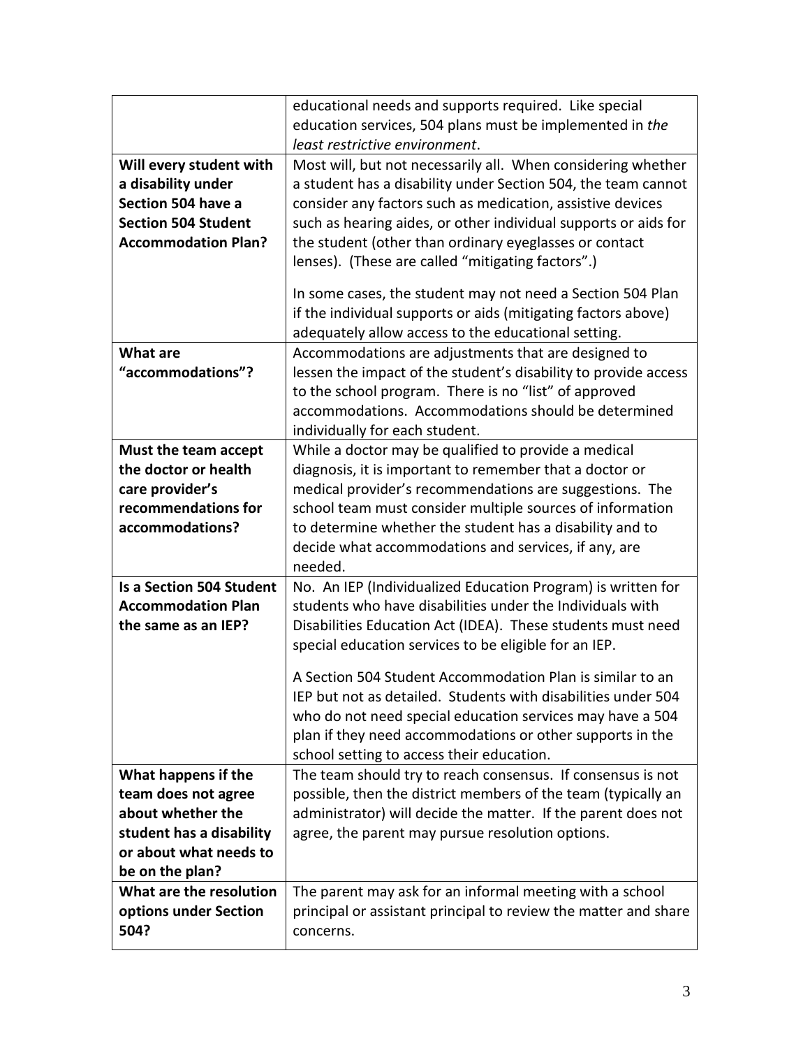| | |
|---|---|
| | educational needs and supports required. Like special education services, 504 plans must be implemented in *the least restrictive environment*. |
| **Will every student with a disability under Section 504 have a Section 504 Student Accommodation Plan?** | Most will, but not necessarily all. When considering whether a student has a disability under Section 504, the team cannot consider any factors such as medication, assistive devices such as hearing aides, or other individual supports or aids for the student (other than ordinary eyeglasses or contact lenses). (These are called "mitigating factors".)<br><br>In some cases, the student may not need a Section 504 Plan if the individual supports or aids (mitigating factors above) adequately allow access to the educational setting. |
| **What are "accommodations"?** | Accommodations are adjustments that are designed to lessen the impact of the student's disability to provide access to the school program. There is no "list" of approved accommodations. Accommodations should be determined individually for each student. |
| **Must the team accept the doctor or health care provider's recommendations for accommodations?** | While a doctor may be qualified to provide a medical diagnosis, it is important to remember that a doctor or medical provider's recommendations are suggestions. The school team must consider multiple sources of information to determine whether the student has a disability and to decide what accommodations and services, if any, are needed. |
| **Is a Section 504 Student Accommodation Plan the same as an IEP?** | No. An IEP (Individualized Education Program) is written for students who have disabilities under the Individuals with Disabilities Education Act (IDEA). These students must need special education services to be eligible for an IEP.<br><br>A Section 504 Student Accommodation Plan is similar to an IEP but not as detailed. Students with disabilities under 504 who do not need special education services may have a 504 plan if they need accommodations or other supports in the school setting to access their education. |
| **What happens if the team does not agree about whether the student has a disability or about what needs to be on the plan?** | The team should try to reach consensus. If consensus is not possible, then the district members of the team (typically an administrator) will decide the matter. If the parent does not agree, the parent may pursue resolution options. |
| **What are the resolution options under Section 504?** | The parent may ask for an informal meeting with a school principal or assistant principal to review the matter and share concerns. |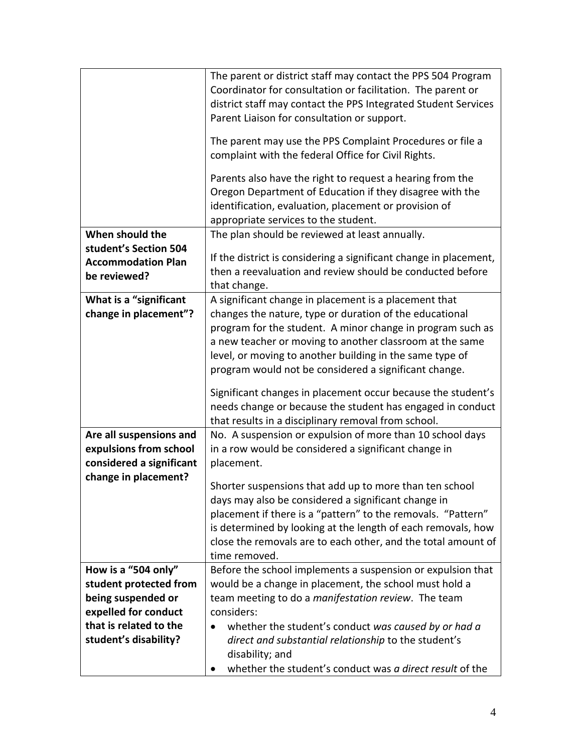| | |
|---|---|
| | The parent or district staff may contact the PPS 504 Program Coordinator for consultation or facilitation. The parent or district staff may contact the PPS Integrated Student Services Parent Liaison for consultation or support.<br><br>The parent may use the PPS Complaint Procedures or file a complaint with the federal Office for Civil Rights.<br><br>Parents also have the right to request a hearing from the Oregon Department of Education if they disagree with the identification, evaluation, placement or provision of appropriate services to the student. |
| **When should the student's Section 504 Accommodation Plan be reviewed?** | The plan should be reviewed at least annually.<br><br>If the district is considering a significant change in placement, then a reevaluation and review should be conducted before that change. |
| **What is a "significant change in placement"?** | A significant change in placement is a placement that changes the nature, type or duration of the educational program for the student. A minor change in program such as a new teacher or moving to another classroom at the same level, or moving to another building in the same type of program would not be considered a significant change.<br><br>Significant changes in placement occur because the student's needs change or because the student has engaged in conduct that results in a disciplinary removal from school. |
| **Are all suspensions and expulsions from school considered a significant change in placement?** | No. A suspension or expulsion of more than 10 school days in a row would be considered a significant change in placement.<br><br>Shorter suspensions that add up to more than ten school days may also be considered a significant change in placement if there is a "pattern" to the removals. "Pattern" is determined by looking at the length of each removals, how close the removals are to each other, and the total amount of time removed. |
| **How is a "504 only" student protected from being suspended or expelled for conduct that is related to the student's disability?** | Before the school implements a suspension or expulsion that would be a change in placement, the school must hold a team meeting to do a *manifestation review*. The team considers:<br>• whether the student's conduct *was caused by or had a direct and substantial relationship* to the student's disability; and<br>• whether the student's conduct was *a direct result* of the |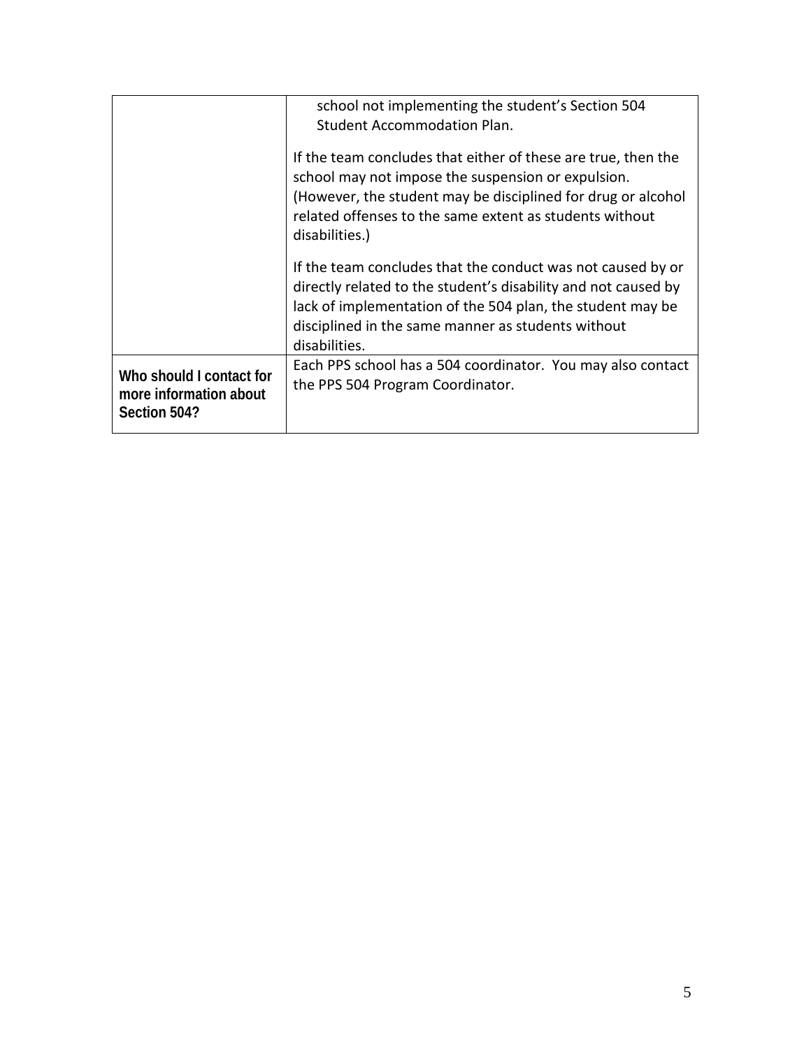| | |
|---|---|
| | school not implementing the student's Section 504 Student Accommodation Plan.<br><br>If the team concludes that either of these are true, then the school may not impose the suspension or expulsion. (However, the student may be disciplined for drug or alcohol related offenses to the same extent as students without disabilities.)<br><br>If the team concludes that the conduct was not caused by or directly related to the student's disability and not caused by lack of implementation of the 504 plan, the student may be disciplined in the same manner as students without disabilities. |
| **Who should I contact for more information about Section 504?** | Each PPS school has a 504 coordinator. You may also contact the PPS 504 Program Coordinator. |